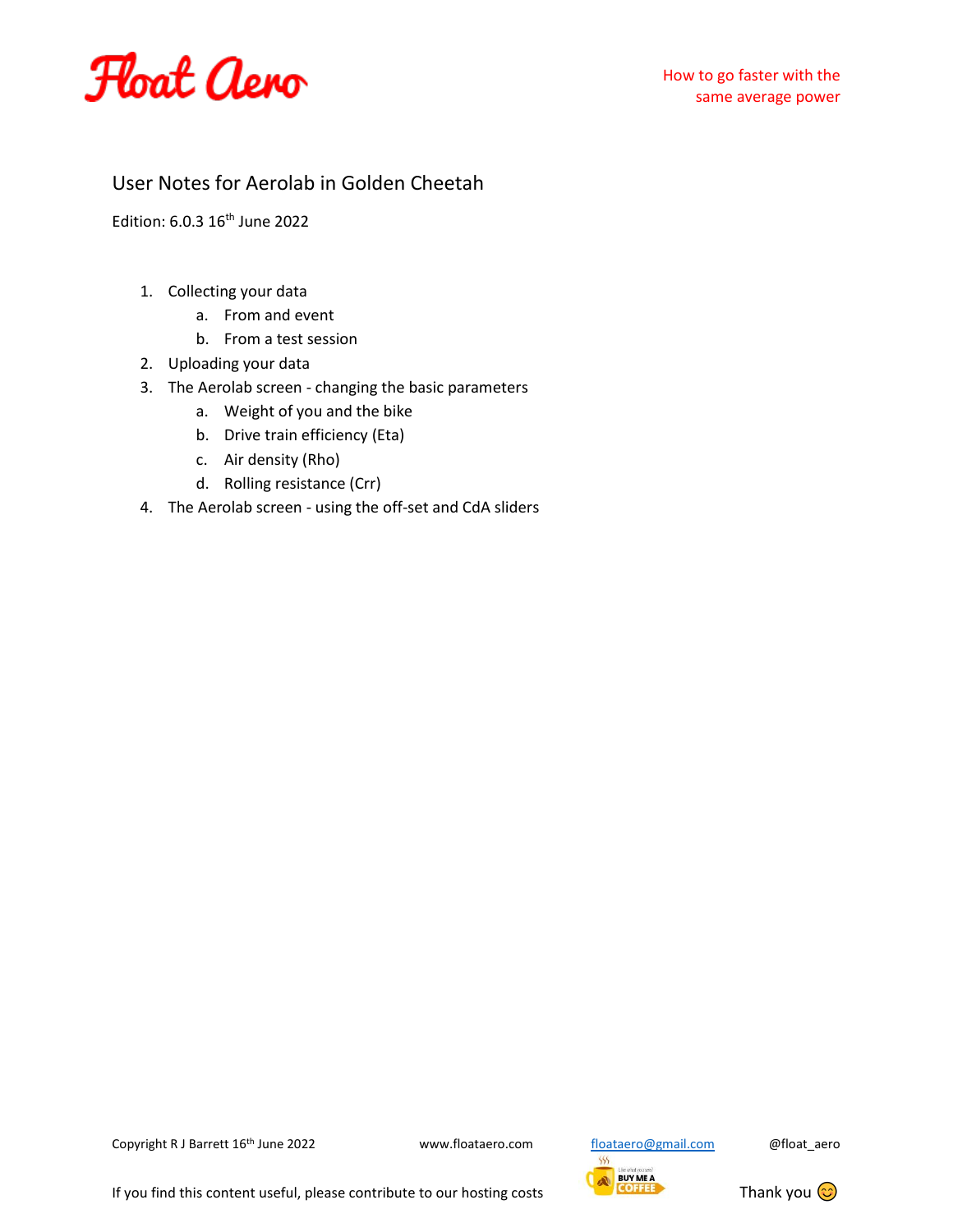Float Aero

How to go faster with the same average power

# User Notes for Aerolab in Golden Cheetah

Edition: 6.0.3 16th June 2022

1. Collecting your data
   a. From and event
   b. From a test session
2. Uploading your data
3. The Aerolab screen - changing the basic parameters
   a. Weight of you and the bike
   b. Drive train efficiency (Eta)
   c. Air density (Rho)
   d. Rolling resistance (Crr)
4. The Aerolab screen - using the off-set and CdA sliders

Copyright R J Barrett 16th June 2022 www.floataero.com floataero@gmail.com @float_aero

If you find this content useful, please contribute to our hosting costs BUY ME A COFFEE Thank you 😊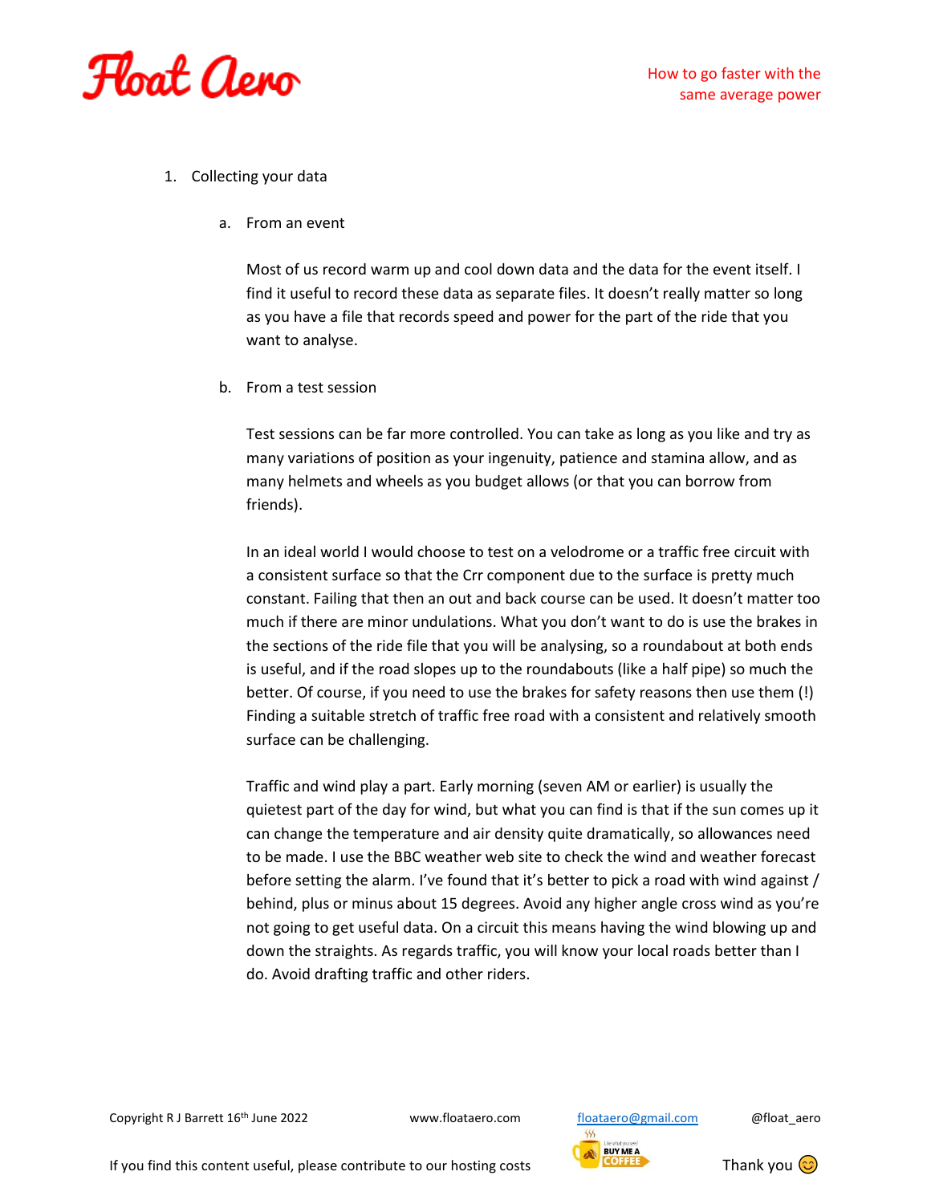1. Collecting your data

   a. From an event

      Most of us record warm up and cool down data and the data for the event itself. I find it useful to record these data as separate files. It doesn't really matter so long as you have a file that records speed and power for the part of the ride that you want to analyse.

   b. From a test session

      Test sessions can be far more controlled. You can take as long as you like and try as many variations of position as your ingenuity, patience and stamina allow, and as many helmets and wheels as you budget allows (or that you can borrow from friends).

      In an ideal world I would choose to test on a velodrome or a traffic free circuit with a consistent surface so that the Crr component due to the surface is pretty much constant. Failing that then an out and back course can be used. It doesn't matter too much if there are minor undulations. What you don't want to do is use the brakes in the sections of the ride file that you will be analysing, so a roundabout at both ends is useful, and if the road slopes up to the roundabouts (like a half pipe) so much the better. Of course, if you need to use the brakes for safety reasons then use them (!) Finding a suitable stretch of traffic free road with a consistent and relatively smooth surface can be challenging.

      Traffic and wind play a part. Early morning (seven AM or earlier) is usually the quietest part of the day for wind, but what you can find is that if the sun comes up it can change the temperature and air density quite dramatically, so allowances need to be made. I use the BBC weather web site to check the wind and weather forecast before setting the alarm. I've found that it's better to pick a road with wind against / behind, plus or minus about 15 degrees. Avoid any higher angle cross wind as you're not going to get useful data. On a circuit this means having the wind blowing up and down the straights. As regards traffic, you will know your local roads better than I do. Avoid drafting traffic and other riders.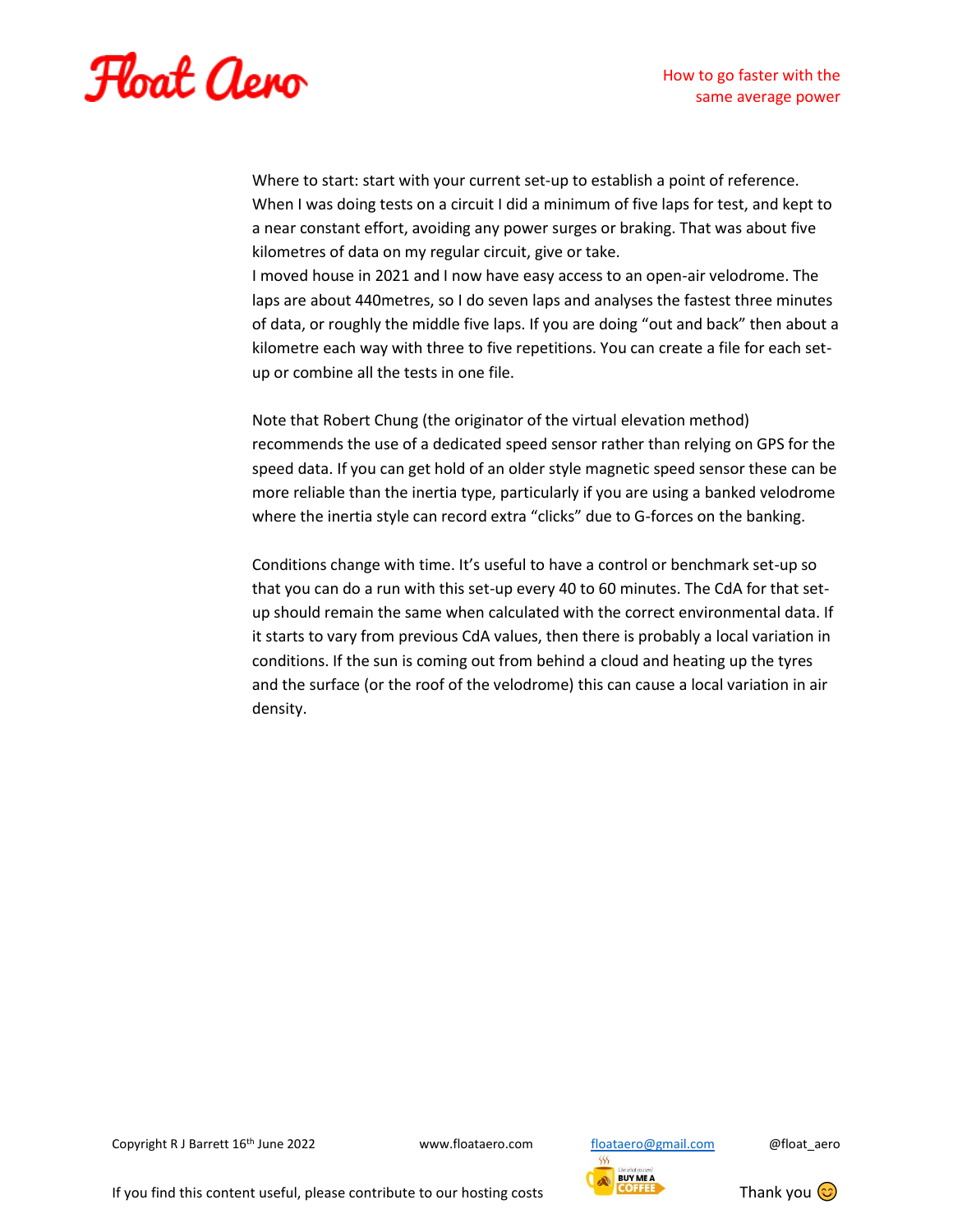Where to start: start with your current set-up to establish a point of reference. When I was doing tests on a circuit I did a minimum of five laps for test, and kept to a near constant effort, avoiding any power surges or braking. That was about five kilometres of data on my regular circuit, give or take.
I moved house in 2021 and I now have easy access to an open-air velodrome. The laps are about 440metres, so I do seven laps and analyses the fastest three minutes of data, or roughly the middle five laps. If you are doing "out and back" then about a kilometre each way with three to five repetitions. You can create a file for each set-up or combine all the tests in one file.

Note that Robert Chung (the originator of the virtual elevation method) recommends the use of a dedicated speed sensor rather than relying on GPS for the speed data. If you can get hold of an older style magnetic speed sensor these can be more reliable than the inertia type, particularly if you are using a banked velodrome where the inertia style can record extra "clicks" due to G-forces on the banking.

Conditions change with time. It's useful to have a control or benchmark set-up so that you can do a run with this set-up every 40 to 60 minutes. The CdA for that set-up should remain the same when calculated with the correct environmental data. If it starts to vary from previous CdA values, then there is probably a local variation in conditions. If the sun is coming out from behind a cloud and heating up the tyres and the surface (or the roof of the velodrome) this can cause a local variation in air density.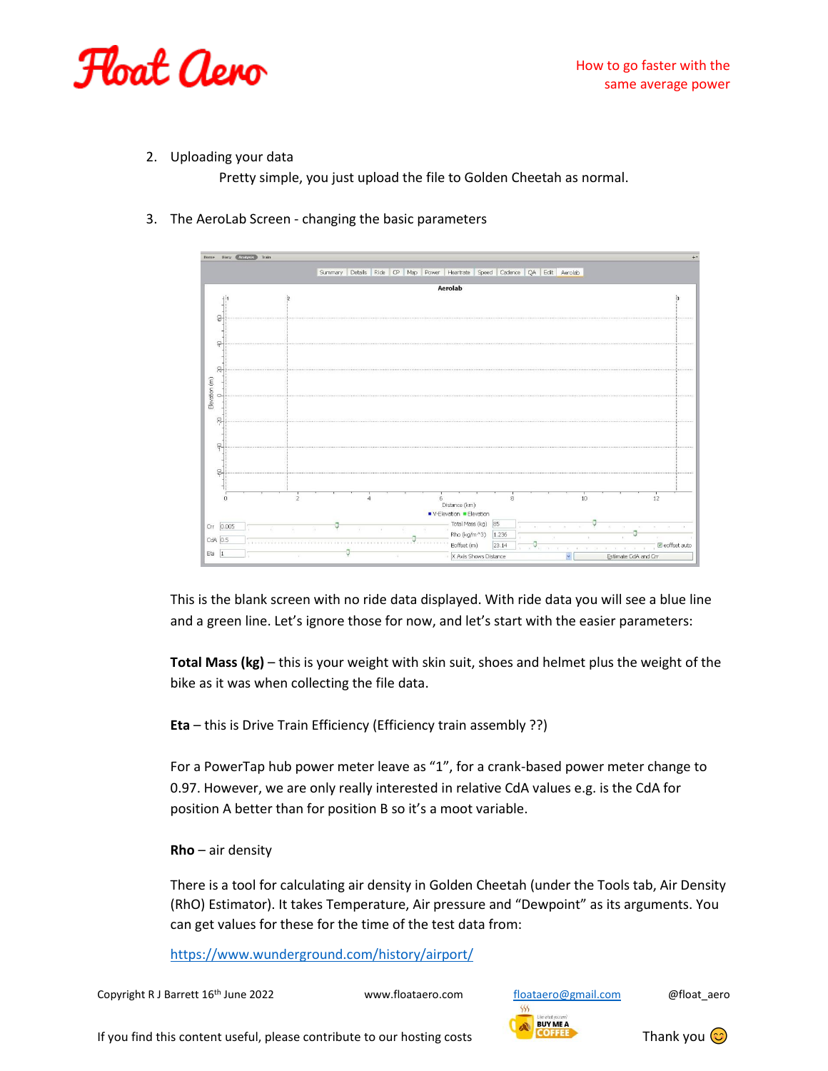2. Uploading your data

   Pretty simple, you just upload the file to Golden Cheetah as normal.

3. The AeroLab Screen - changing the basic parameters

This is the blank screen with no ride data displayed. With ride data you will see a blue line and a green line. Let's ignore those for now, and let's start with the easier parameters:

**Total Mass (kg)** – this is your weight with skin suit, shoes and helmet plus the weight of the bike as it was when collecting the file data.

**Eta** – this is Drive Train Efficiency (Efficiency train assembly ??)

For a PowerTap hub power meter leave as "1", for a crank-based power meter change to 0.97. However, we are only really interested in relative CdA values e.g. is the CdA for position A better than for position B so it's a moot variable.

**Rho** – air density

There is a tool for calculating air density in Golden Cheetah (under the Tools tab, Air Density (RhO) Estimator). It takes Temperature, Air pressure and "Dewpoint" as its arguments. You can get values for these for the time of the test data from:

[https://www.wunderground.com/history/airport/](https://www.wunderground.com/history/airport/)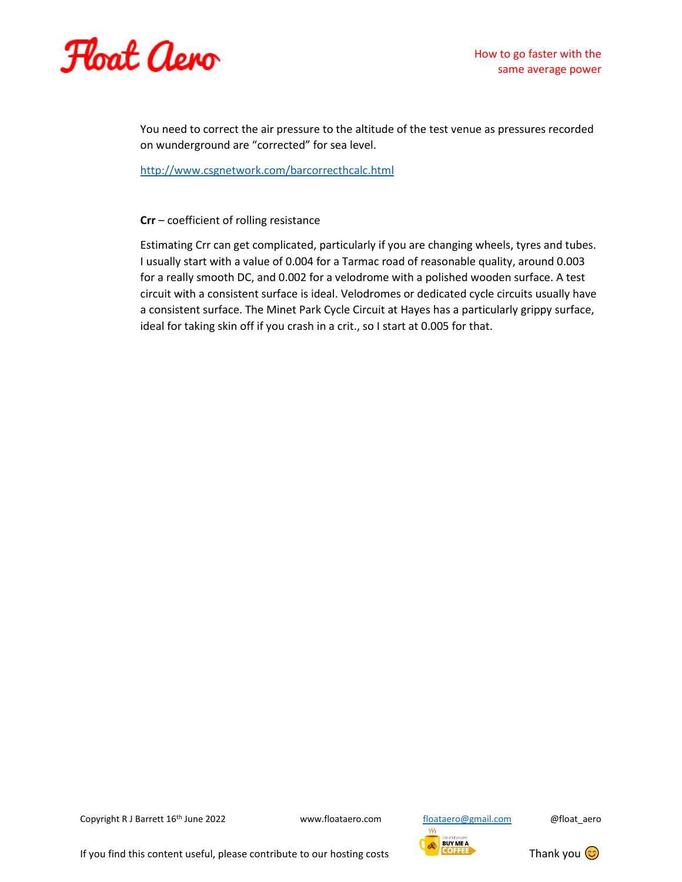You need to correct the air pressure to the altitude of the test venue as pressures recorded on wunderground are "corrected" for sea level.

http://www.csgnetwork.com/barcorrecthcalc.html

**Crr** – coefficient of rolling resistance

Estimating Crr can get complicated, particularly if you are changing wheels, tyres and tubes. I usually start with a value of 0.004 for a Tarmac road of reasonable quality, around 0.003 for a really smooth DC, and 0.002 for a velodrome with a polished wooden surface. A test circuit with a consistent surface is ideal. Velodromes or dedicated cycle circuits usually have a consistent surface. The Minet Park Cycle Circuit at Hayes has a particularly grippy surface, ideal for taking skin off if you crash in a crit., so I start at 0.005 for that.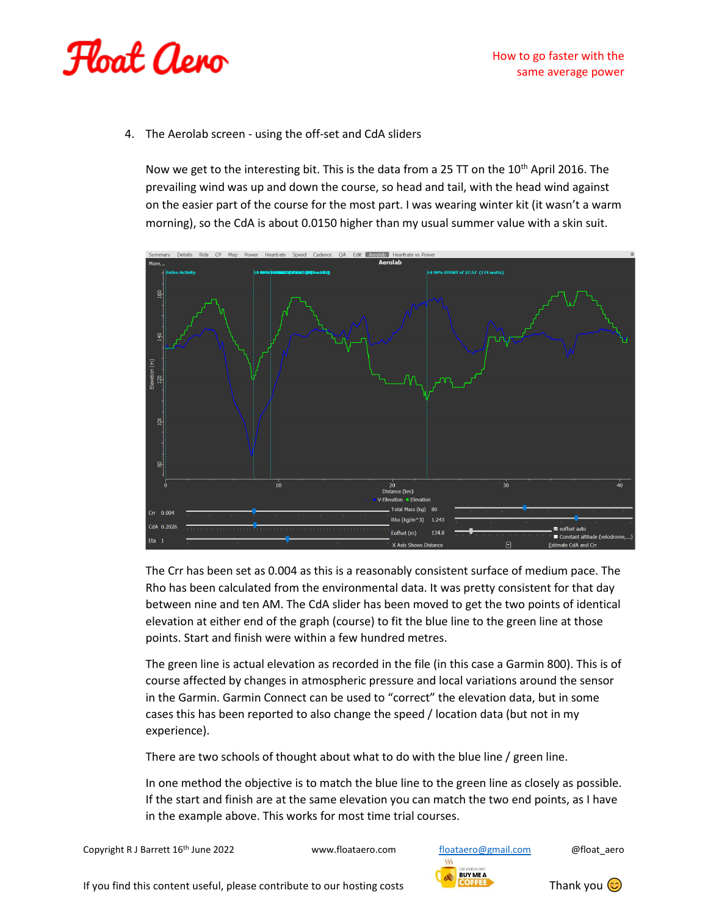4. The Aerolab screen - using the off-set and CdA sliders

   Now we get to the interesting bit. This is the data from a 25 TT on the 10th April 2016. The prevailing wind was up and down the course, so head and tail, with the head wind against on the easier part of the course for the most part. I was wearing winter kit (it wasn't a warm morning), so the CdA is about 0.0150 higher than my usual summer value with a skin suit.

   The Crr has been set as 0.004 as this is a reasonably consistent surface of medium pace. The Rho has been calculated from the environmental data. It was pretty consistent for that day between nine and ten AM. The CdA slider has been moved to get the two points of identical elevation at either end of the graph (course) to fit the blue line to the green line at those points. Start and finish were within a few hundred metres.

   The green line is actual elevation as recorded in the file (in this case a Garmin 800). This is of course affected by changes in atmospheric pressure and local variations around the sensor in the Garmin. Garmin Connect can be used to "correct" the elevation data, but in some cases this has been reported to also change the speed / location data (but not in my experience).

   There are two schools of thought about what to do with the blue line / green line.

   In one method the objective is to match the blue line to the green line as closely as possible. If the start and finish are at the same elevation you can match the two end points, as I have in the example above. This works for most time trial courses.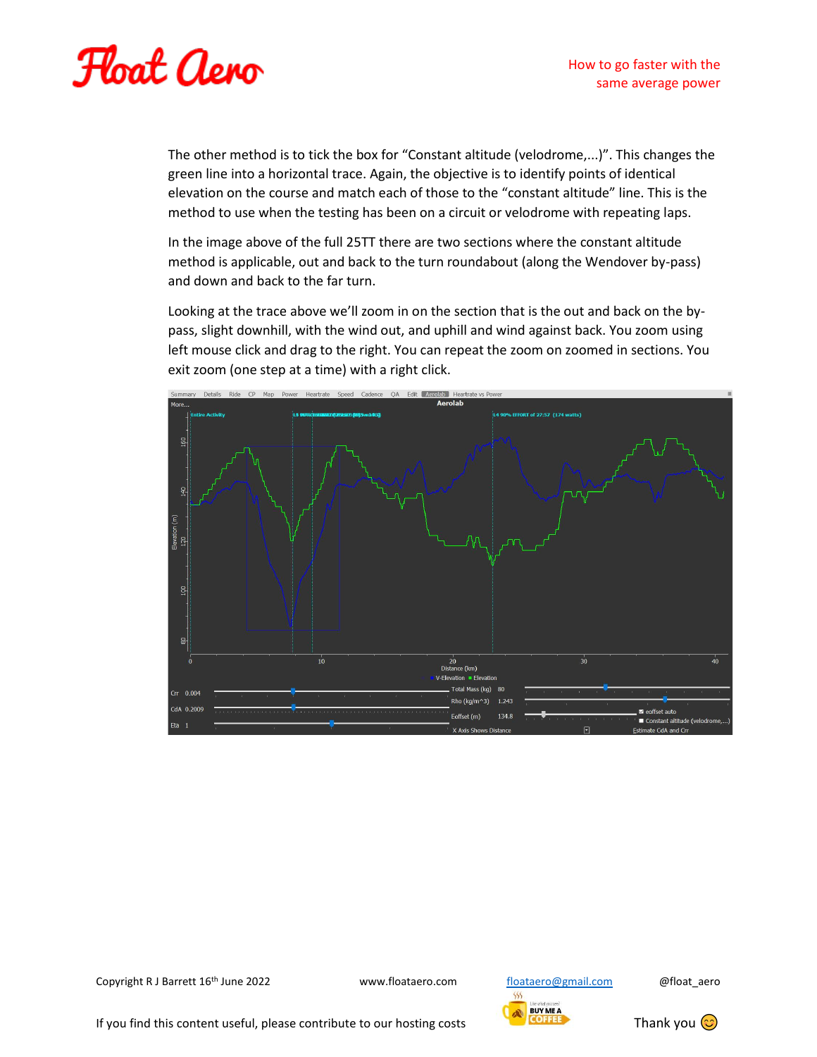The other method is to tick the box for “Constant altitude (velodrome,...)”. This changes the green line into a horizontal trace. Again, the objective is to identify points of identical elevation on the course and match each of those to the “constant altitude” line. This is the method to use when the testing has been on a circuit or velodrome with repeating laps.

In the image above of the full 25TT there are two sections where the constant altitude method is applicable, out and back to the turn roundabout (along the Wendover by-pass) and down and back to the far turn.

Looking at the trace above we’ll zoom in on the section that is the out and back on the by-pass, slight downhill, with the wind out, and uphill and wind against back. You zoom using left mouse click and drag to the right. You can repeat the zoom on zoomed in sections. You exit zoom (one step at a time) with a right click.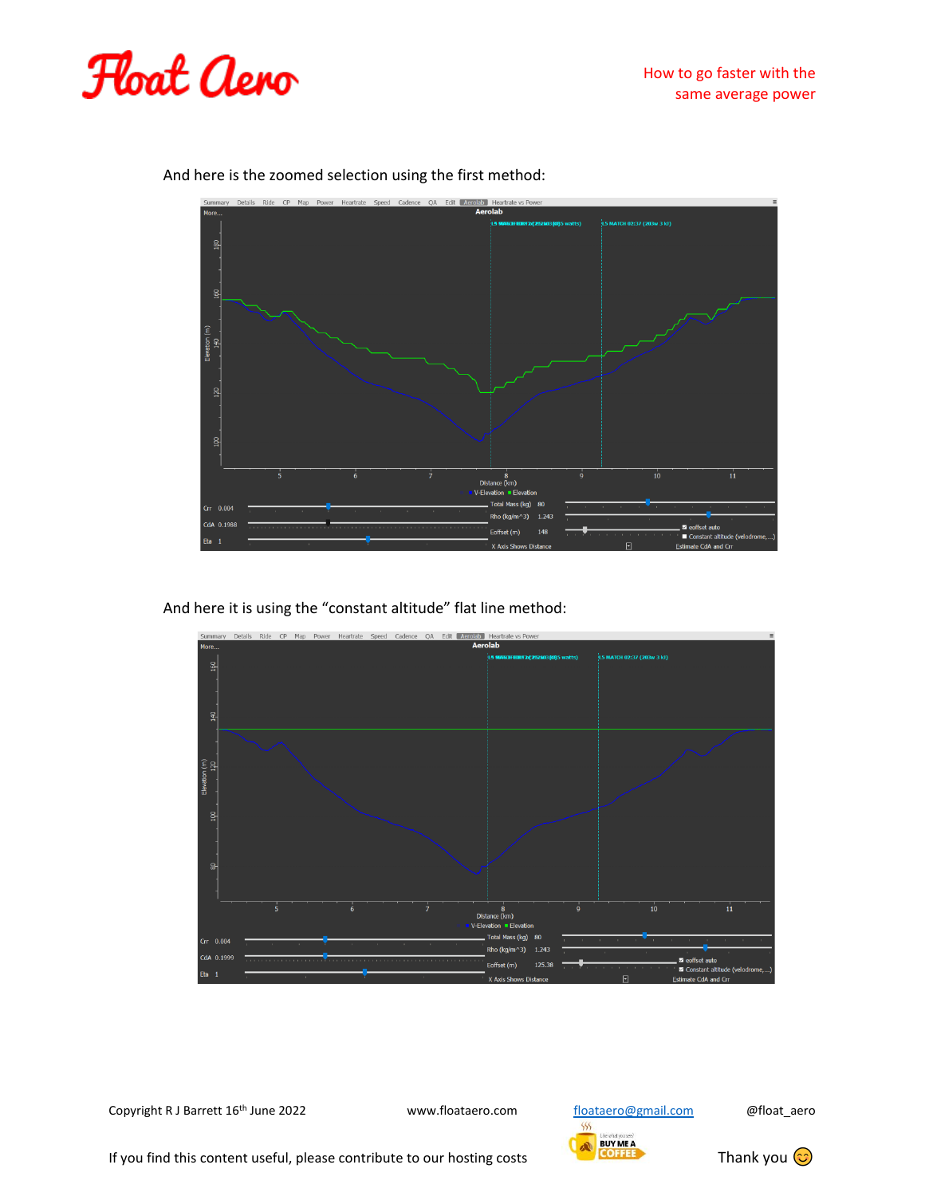And here is the zoomed selection using the first method:

And here it is using the "constant altitude" flat line method: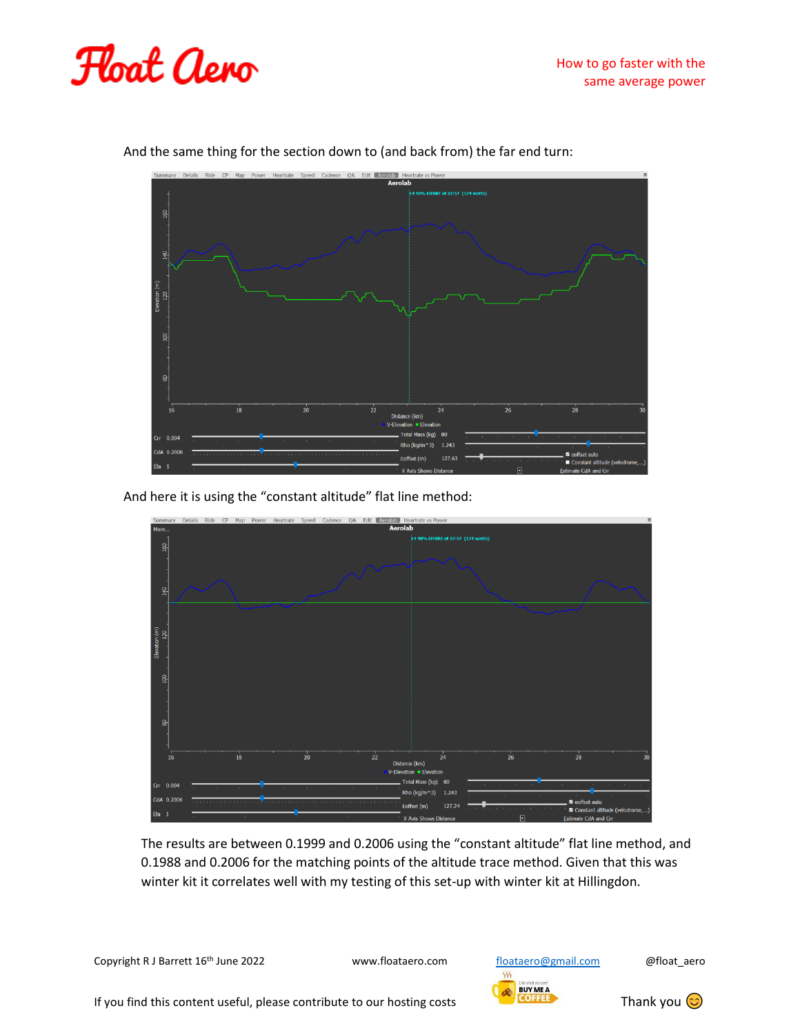And the same thing for the section down to (and back from) the far end turn:

And here it is using the “constant altitude” flat line method:

The results are between 0.1999 and 0.2006 using the “constant altitude” flat line method, and 0.1988 and 0.2006 for the matching points of the altitude trace method. Given that this was winter kit it correlates well with my testing of this set-up with winter kit at Hillingdon.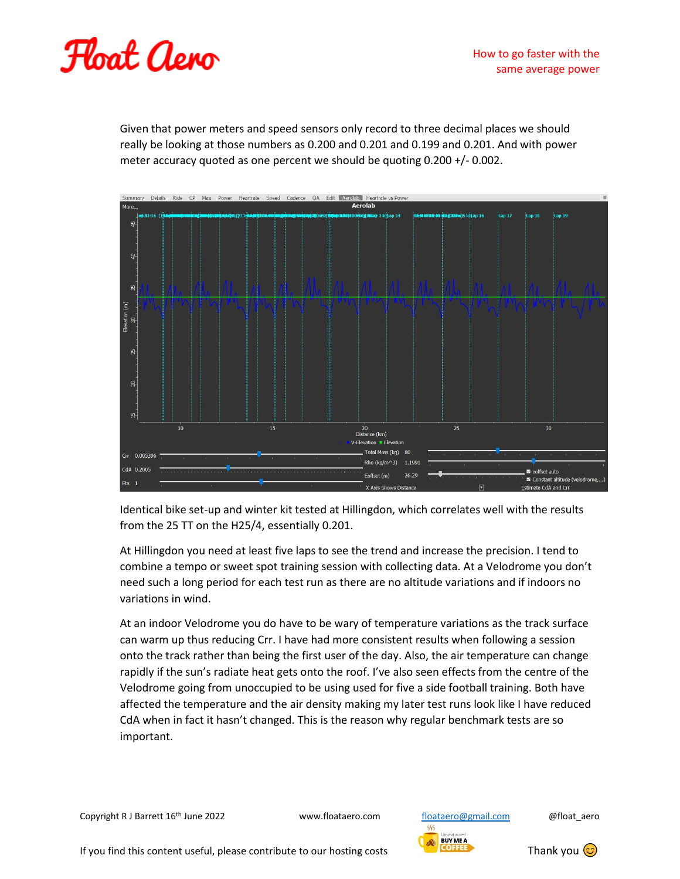Given that power meters and speed sensors only record to three decimal places we should really be looking at those numbers as 0.200 and 0.201 and 0.199 and 0.201. And with power meter accuracy quoted as one percent we should be quoting 0.200 +/- 0.002.

Identical bike set-up and winter kit tested at Hillingdon, which correlates well with the results from the 25 TT on the H25/4, essentially 0.201.

At Hillingdon you need at least five laps to see the trend and increase the precision. I tend to combine a tempo or sweet spot training session with collecting data. At a Velodrome you don't need such a long period for each test run as there are no altitude variations and if indoors no variations in wind.

At an indoor Velodrome you do have to be wary of temperature variations as the track surface can warm up thus reducing Crr. I have had more consistent results when following a session onto the track rather than being the first user of the day. Also, the air temperature can change rapidly if the sun's radiate heat gets onto the roof. I've also seen effects from the centre of the Velodrome going from unoccupied to be using used for five a side football training. Both have affected the temperature and the air density making my later test runs look like I have reduced CdA when in fact it hasn't changed. This is the reason why regular benchmark tests are so important.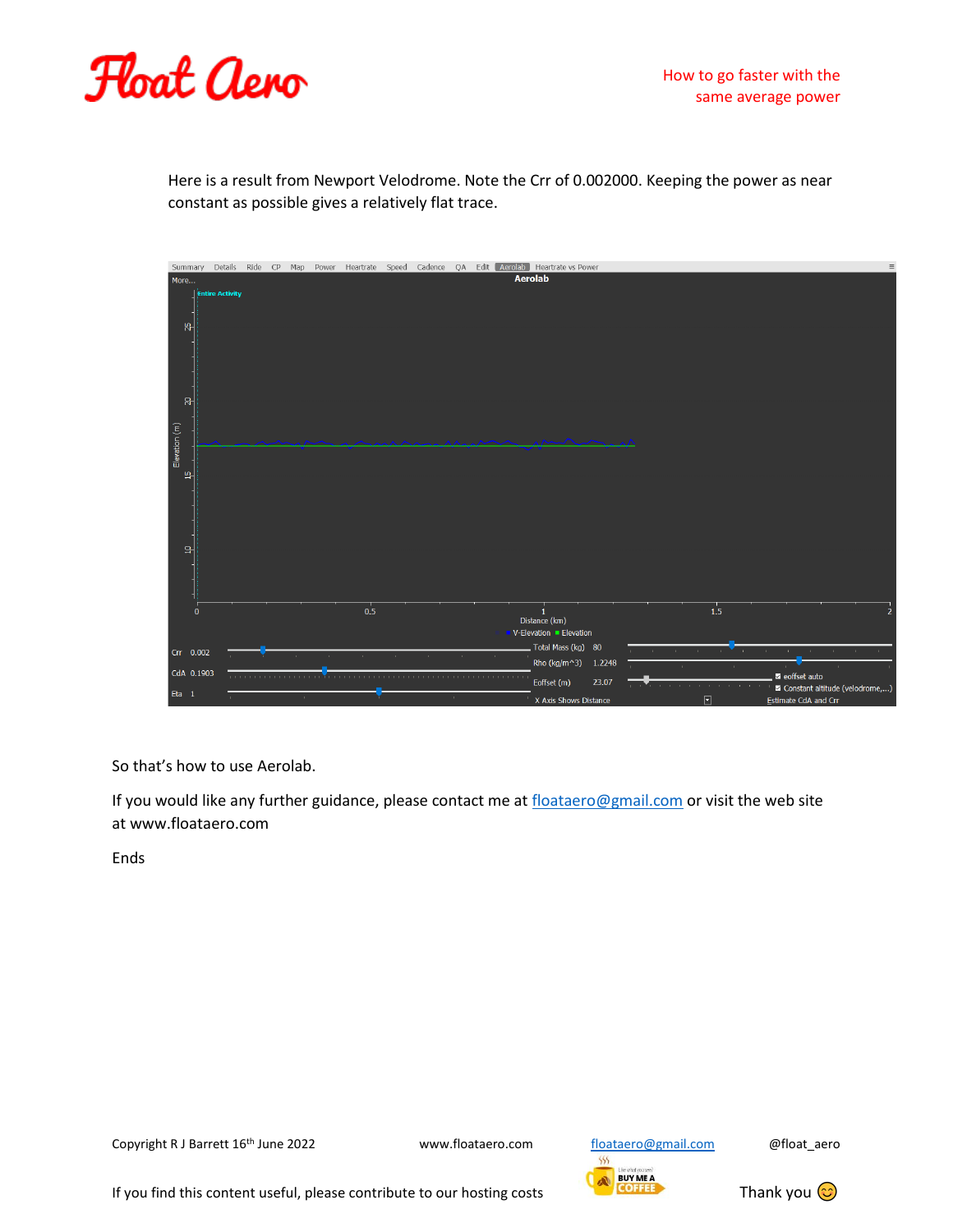Here is a result from Newport Velodrome. Note the Crr of 0.002000. Keeping the power as near constant as possible gives a relatively flat trace.

Summary Details Ride CP Map Power Heartrate Speed Cadence QA Edit Aerolab Heartrate vs Power

More...

Aerolab

Entire Activity

Elevation (m)

25

20

15

10

0

0.5

1

1.5

2

Distance (km)

V-Elevation Elevation

Crr 0.002

CdA 0.1903

Eta 1

Total Mass (kg) 80

Rho (kg/m^3) 1.2248

Eoffset (m) 23.07

eoffset auto

Constant altitude (velodrome,...)

X Axis Shows Distance

Estimate CdA and Crr

So that's how to use Aerolab.

If you would like any further guidance, please contact me at floataero@gmail.com or visit the web site at www.floataero.com

Ends